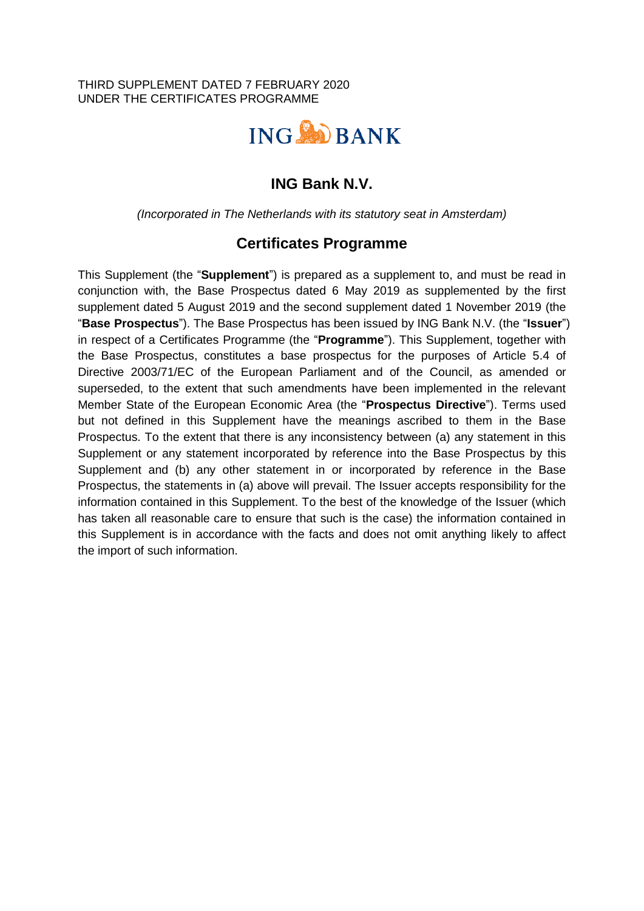THIRD SUPPLEMENT DATED 7 FEBRUARY 2020
UNDER THE CERTIFICATES PROGRAMME

ING BANK

# ING Bank N.V.

*(Incorporated in The Netherlands with its statutory seat in Amsterdam)*

## Certificates Programme

This Supplement (the "**Supplement**") is prepared as a supplement to, and must be read in conjunction with, the Base Prospectus dated 6 May 2019 as supplemented by the first supplement dated 5 August 2019 and the second supplement dated 1 November 2019 (the "**Base Prospectus**"). The Base Prospectus has been issued by ING Bank N.V. (the "**Issuer**") in respect of a Certificates Programme (the "**Programme**"). This Supplement, together with the Base Prospectus, constitutes a base prospectus for the purposes of Article 5.4 of Directive 2003/71/EC of the European Parliament and of the Council, as amended or superseded, to the extent that such amendments have been implemented in the relevant Member State of the European Economic Area (the "**Prospectus Directive**"). Terms used but not defined in this Supplement have the meanings ascribed to them in the Base Prospectus. To the extent that there is any inconsistency between (a) any statement in this Supplement or any statement incorporated by reference into the Base Prospectus by this Supplement and (b) any other statement in or incorporated by reference in the Base Prospectus, the statements in (a) above will prevail. The Issuer accepts responsibility for the information contained in this Supplement. To the best of the knowledge of the Issuer (which has taken all reasonable care to ensure that such is the case) the information contained in this Supplement is in accordance with the facts and does not omit anything likely to affect the import of such information.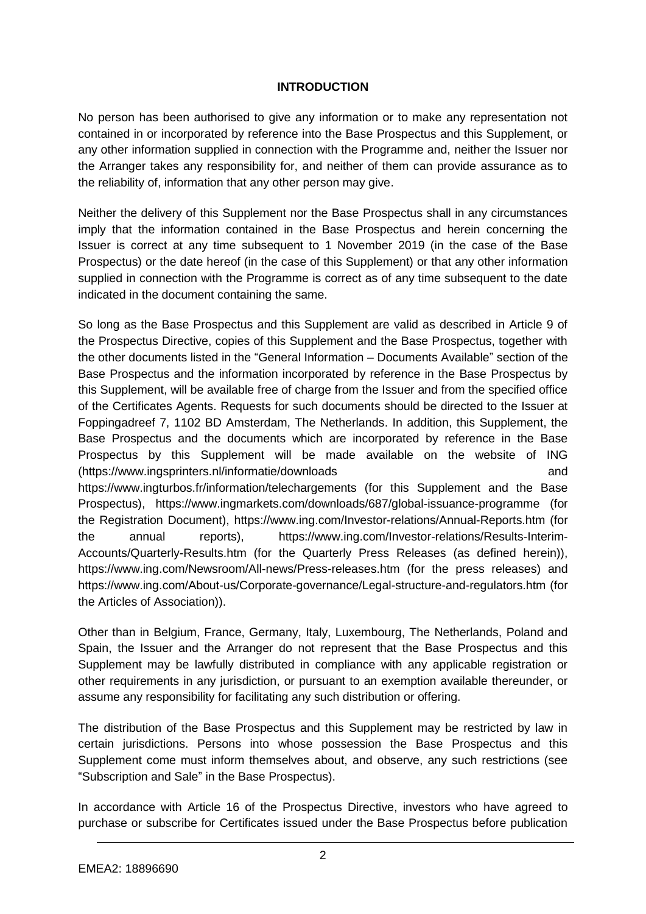## INTRODUCTION

No person has been authorised to give any information or to make any representation not contained in or incorporated by reference into the Base Prospectus and this Supplement, or any other information supplied in connection with the Programme and, neither the Issuer nor the Arranger takes any responsibility for, and neither of them can provide assurance as to the reliability of, information that any other person may give.

Neither the delivery of this Supplement nor the Base Prospectus shall in any circumstances imply that the information contained in the Base Prospectus and herein concerning the Issuer is correct at any time subsequent to 1 November 2019 (in the case of the Base Prospectus) or the date hereof (in the case of this Supplement) or that any other information supplied in connection with the Programme is correct as of any time subsequent to the date indicated in the document containing the same.

So long as the Base Prospectus and this Supplement are valid as described in Article 9 of the Prospectus Directive, copies of this Supplement and the Base Prospectus, together with the other documents listed in the "General Information – Documents Available" section of the Base Prospectus and the information incorporated by reference in the Base Prospectus by this Supplement, will be available free of charge from the Issuer and from the specified office of the Certificates Agents. Requests for such documents should be directed to the Issuer at Foppingadreef 7, 1102 BD Amsterdam, The Netherlands. In addition, this Supplement, the Base Prospectus and the documents which are incorporated by reference in the Base Prospectus by this Supplement will be made available on the website of ING (https://www.ingsprinters.nl/informatie/downloads and https://www.ingturbos.fr/information/telechargements (for this Supplement and the Base Prospectus), https://www.ingmarkets.com/downloads/687/global-issuance-programme (for the Registration Document), https://www.ing.com/Investor-relations/Annual-Reports.htm (for the annual reports), https://www.ing.com/Investor-relations/Results-Interim-Accounts/Quarterly-Results.htm (for the Quarterly Press Releases (as defined herein)), https://www.ing.com/Newsroom/All-news/Press-releases.htm (for the press releases) and https://www.ing.com/About-us/Corporate-governance/Legal-structure-and-regulators.htm (for the Articles of Association)).

Other than in Belgium, France, Germany, Italy, Luxembourg, The Netherlands, Poland and Spain, the Issuer and the Arranger do not represent that the Base Prospectus and this Supplement may be lawfully distributed in compliance with any applicable registration or other requirements in any jurisdiction, or pursuant to an exemption available thereunder, or assume any responsibility for facilitating any such distribution or offering.

The distribution of the Base Prospectus and this Supplement may be restricted by law in certain jurisdictions. Persons into whose possession the Base Prospectus and this Supplement come must inform themselves about, and observe, any such restrictions (see "Subscription and Sale" in the Base Prospectus).

In accordance with Article 16 of the Prospectus Directive, investors who have agreed to purchase or subscribe for Certificates issued under the Base Prospectus before publication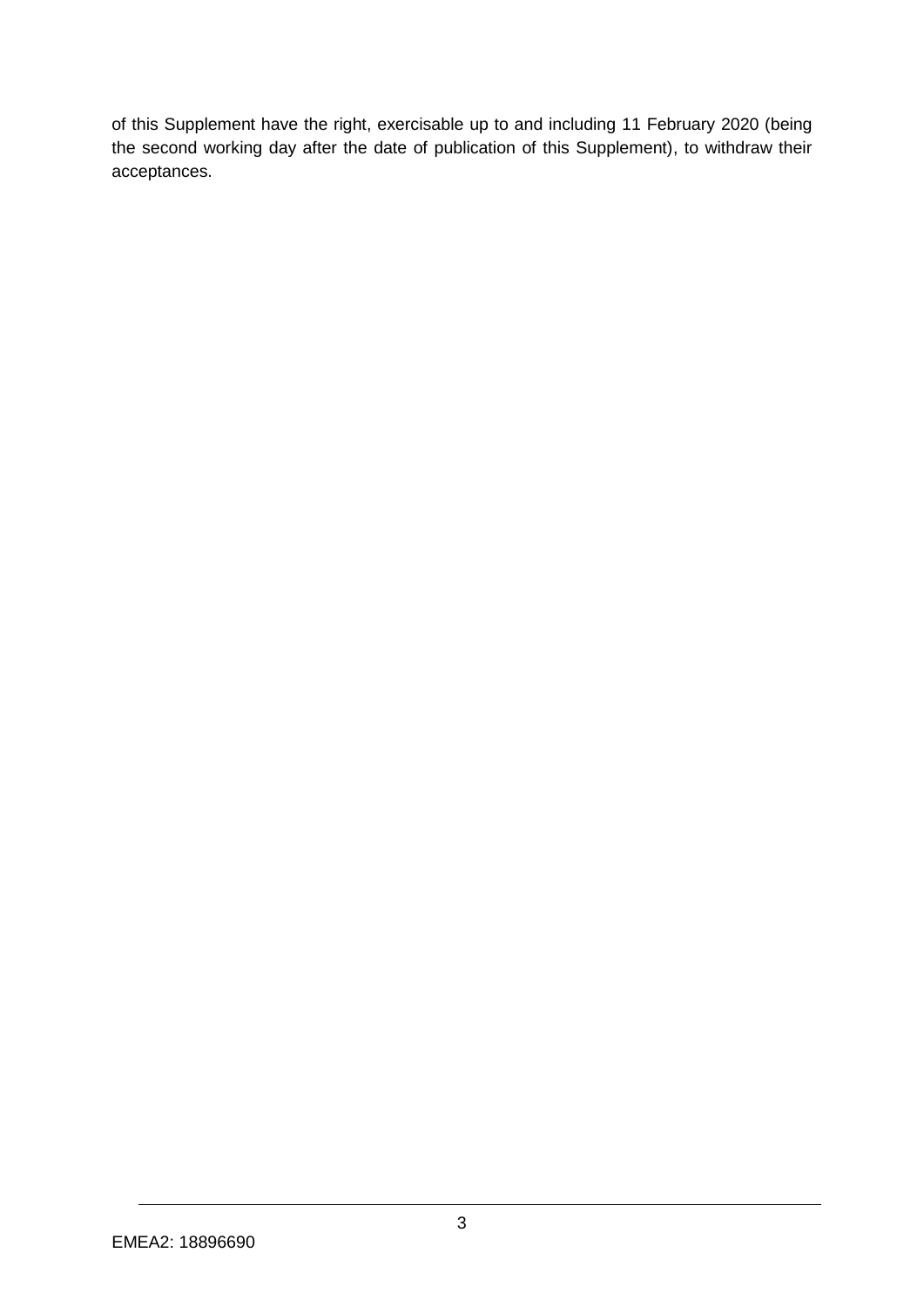of this Supplement have the right, exercisable up to and including 11 February 2020 (being the second working day after the date of publication of this Supplement), to withdraw their acceptances.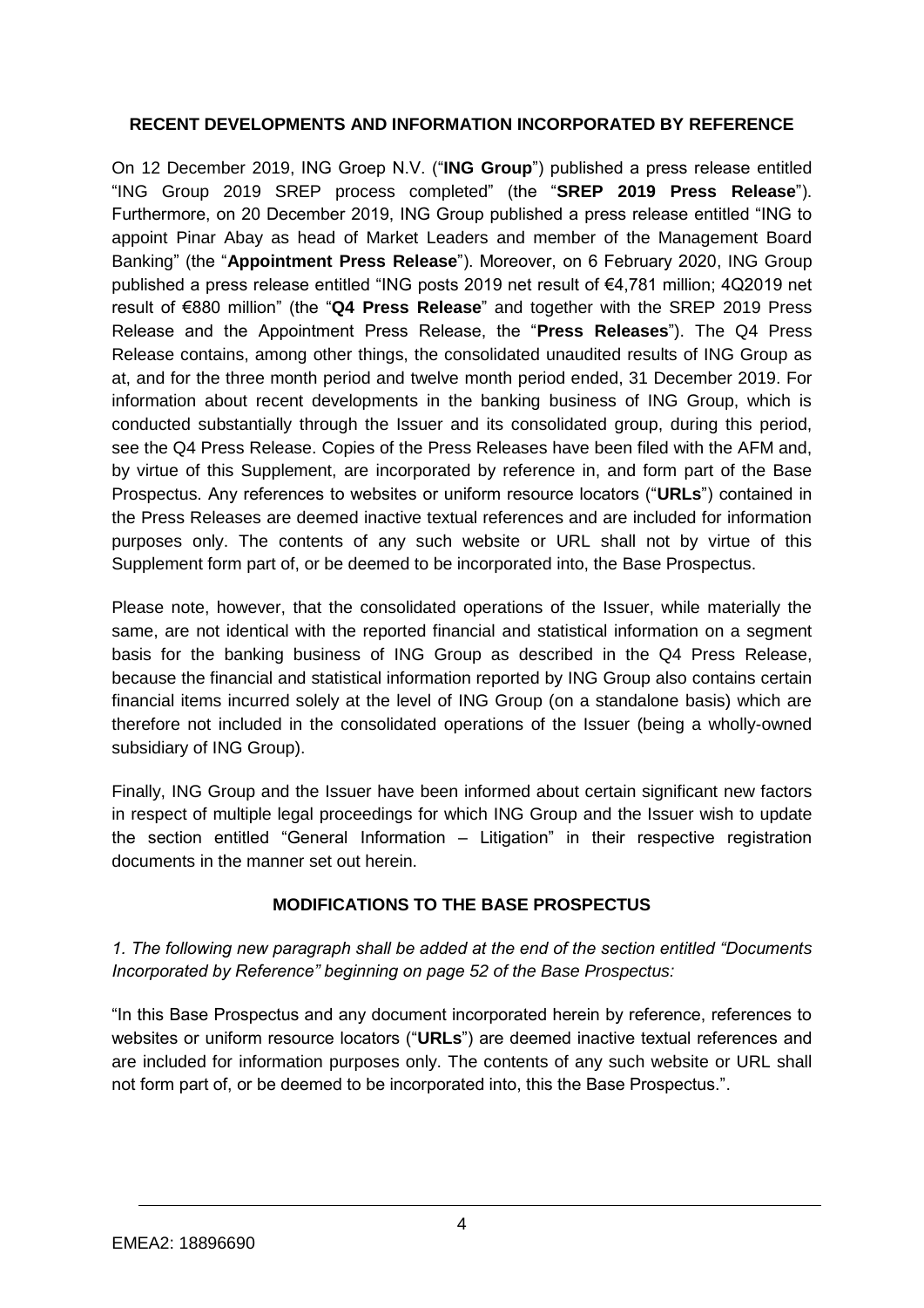## RECENT DEVELOPMENTS AND INFORMATION INCORPORATED BY REFERENCE

On 12 December 2019, ING Groep N.V. ("**ING Group**") published a press release entitled "ING Group 2019 SREP process completed" (the "**SREP 2019 Press Release**"). Furthermore, on 20 December 2019, ING Group published a press release entitled "ING to appoint Pinar Abay as head of Market Leaders and member of the Management Board Banking" (the "**Appointment Press Release**"). Moreover, on 6 February 2020, ING Group published a press release entitled "ING posts 2019 net result of €4,781 million; 4Q2019 net result of €880 million" (the "**Q4 Press Release**" and together with the SREP 2019 Press Release and the Appointment Press Release, the "**Press Releases**"). The Q4 Press Release contains, among other things, the consolidated unaudited results of ING Group as at, and for the three month period and twelve month period ended, 31 December 2019. For information about recent developments in the banking business of ING Group, which is conducted substantially through the Issuer and its consolidated group, during this period, see the Q4 Press Release. Copies of the Press Releases have been filed with the AFM and, by virtue of this Supplement, are incorporated by reference in, and form part of the Base Prospectus. Any references to websites or uniform resource locators ("**URLs**") contained in the Press Releases are deemed inactive textual references and are included for information purposes only. The contents of any such website or URL shall not by virtue of this Supplement form part of, or be deemed to be incorporated into, the Base Prospectus.

Please note, however, that the consolidated operations of the Issuer, while materially the same, are not identical with the reported financial and statistical information on a segment basis for the banking business of ING Group as described in the Q4 Press Release, because the financial and statistical information reported by ING Group also contains certain financial items incurred solely at the level of ING Group (on a standalone basis) which are therefore not included in the consolidated operations of the Issuer (being a wholly-owned subsidiary of ING Group).

Finally, ING Group and the Issuer have been informed about certain significant new factors in respect of multiple legal proceedings for which ING Group and the Issuer wish to update the section entitled "General Information – Litigation" in their respective registration documents in the manner set out herein.

## MODIFICATIONS TO THE BASE PROSPECTUS

*1. The following new paragraph shall be added at the end of the section entitled "Documents Incorporated by Reference" beginning on page 52 of the Base Prospectus:*

"In this Base Prospectus and any document incorporated herein by reference, references to websites or uniform resource locators ("**URLs**") are deemed inactive textual references and are included for information purposes only. The contents of any such website or URL shall not form part of, or be deemed to be incorporated into, this the Base Prospectus.".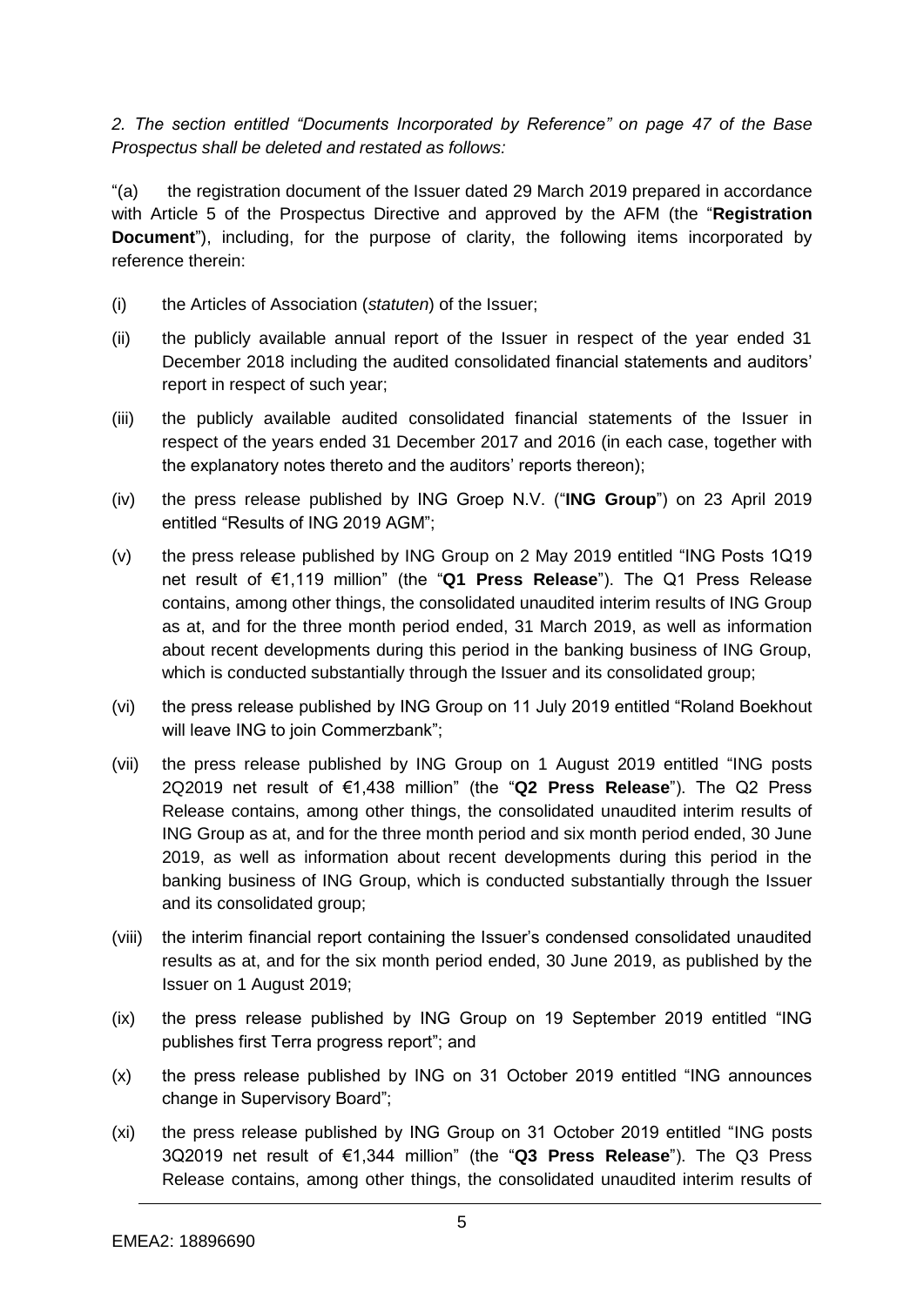*2. The section entitled "Documents Incorporated by Reference" on page 47 of the Base Prospectus shall be deleted and restated as follows:*

"(a) the registration document of the Issuer dated 29 March 2019 prepared in accordance with Article 5 of the Prospectus Directive and approved by the AFM (the "**Registration Document**"), including, for the purpose of clarity, the following items incorporated by reference therein:

(i) the Articles of Association (*statuten*) of the Issuer;

(ii) the publicly available annual report of the Issuer in respect of the year ended 31 December 2018 including the audited consolidated financial statements and auditors' report in respect of such year;

(iii) the publicly available audited consolidated financial statements of the Issuer in respect of the years ended 31 December 2017 and 2016 (in each case, together with the explanatory notes thereto and the auditors' reports thereon);

(iv) the press release published by ING Groep N.V. ("**ING Group**") on 23 April 2019 entitled "Results of ING 2019 AGM";

(v) the press release published by ING Group on 2 May 2019 entitled "ING Posts 1Q19 net result of €1,119 million" (the "**Q1 Press Release**"). The Q1 Press Release contains, among other things, the consolidated unaudited interim results of ING Group as at, and for the three month period ended, 31 March 2019, as well as information about recent developments during this period in the banking business of ING Group, which is conducted substantially through the Issuer and its consolidated group;

(vi) the press release published by ING Group on 11 July 2019 entitled "Roland Boekhout will leave ING to join Commerzbank";

(vii) the press release published by ING Group on 1 August 2019 entitled "ING posts 2Q2019 net result of €1,438 million" (the "**Q2 Press Release**"). The Q2 Press Release contains, among other things, the consolidated unaudited interim results of ING Group as at, and for the three month period and six month period ended, 30 June 2019, as well as information about recent developments during this period in the banking business of ING Group, which is conducted substantially through the Issuer and its consolidated group;

(viii) the interim financial report containing the Issuer's condensed consolidated unaudited results as at, and for the six month period ended, 30 June 2019, as published by the Issuer on 1 August 2019;

(ix) the press release published by ING Group on 19 September 2019 entitled "ING publishes first Terra progress report"; and

(x) the press release published by ING on 31 October 2019 entitled "ING announces change in Supervisory Board";

(xi) the press release published by ING Group on 31 October 2019 entitled "ING posts 3Q2019 net result of €1,344 million" (the "**Q3 Press Release**"). The Q3 Press Release contains, among other things, the consolidated unaudited interim results of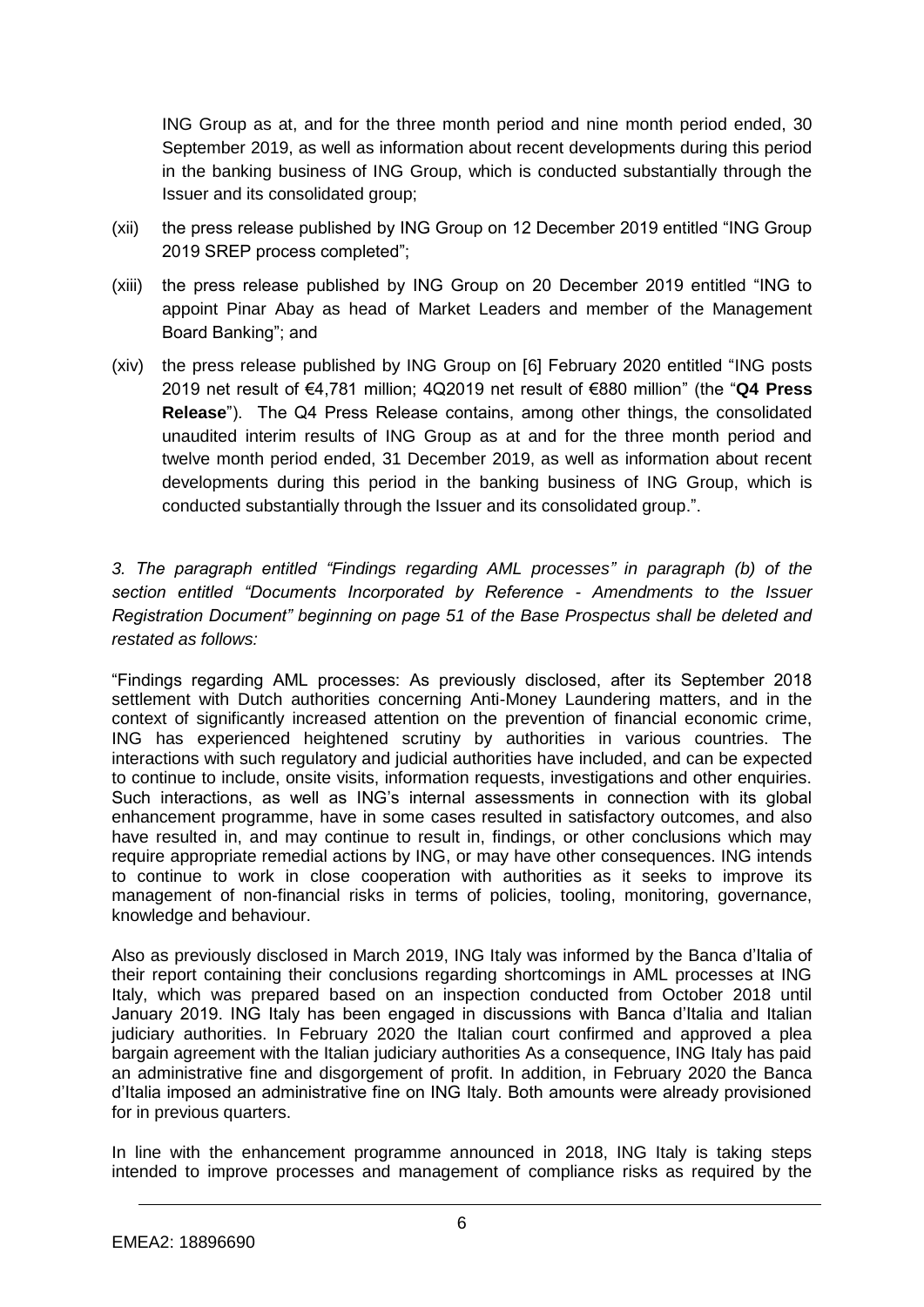ING Group as at, and for the three month period and nine month period ended, 30 September 2019, as well as information about recent developments during this period in the banking business of ING Group, which is conducted substantially through the Issuer and its consolidated group;

(xii) the press release published by ING Group on 12 December 2019 entitled "ING Group 2019 SREP process completed";

(xiii) the press release published by ING Group on 20 December 2019 entitled "ING to appoint Pinar Abay as head of Market Leaders and member of the Management Board Banking"; and

(xiv) the press release published by ING Group on [6] February 2020 entitled "ING posts 2019 net result of €4,781 million; 4Q2019 net result of €880 million" (the "**Q4 Press Release**"). The Q4 Press Release contains, among other things, the consolidated unaudited interim results of ING Group as at and for the three month period and twelve month period ended, 31 December 2019, as well as information about recent developments during this period in the banking business of ING Group, which is conducted substantially through the Issuer and its consolidated group.".

*3. The paragraph entitled "Findings regarding AML processes" in paragraph (b) of the section entitled "Documents Incorporated by Reference - Amendments to the Issuer Registration Document" beginning on page 51 of the Base Prospectus shall be deleted and restated as follows:*

"Findings regarding AML processes: As previously disclosed, after its September 2018 settlement with Dutch authorities concerning Anti-Money Laundering matters, and in the context of significantly increased attention on the prevention of financial economic crime, ING has experienced heightened scrutiny by authorities in various countries. The interactions with such regulatory and judicial authorities have included, and can be expected to continue to include, onsite visits, information requests, investigations and other enquiries. Such interactions, as well as ING's internal assessments in connection with its global enhancement programme, have in some cases resulted in satisfactory outcomes, and also have resulted in, and may continue to result in, findings, or other conclusions which may require appropriate remedial actions by ING, or may have other consequences. ING intends to continue to work in close cooperation with authorities as it seeks to improve its management of non-financial risks in terms of policies, tooling, monitoring, governance, knowledge and behaviour.

Also as previously disclosed in March 2019, ING Italy was informed by the Banca d'Italia of their report containing their conclusions regarding shortcomings in AML processes at ING Italy, which was prepared based on an inspection conducted from October 2018 until January 2019. ING Italy has been engaged in discussions with Banca d'Italia and Italian judiciary authorities. In February 2020 the Italian court confirmed and approved a plea bargain agreement with the Italian judiciary authorities As a consequence, ING Italy has paid an administrative fine and disgorgement of profit. In addition, in February 2020 the Banca d'Italia imposed an administrative fine on ING Italy. Both amounts were already provisioned for in previous quarters.

In line with the enhancement programme announced in 2018, ING Italy is taking steps intended to improve processes and management of compliance risks as required by the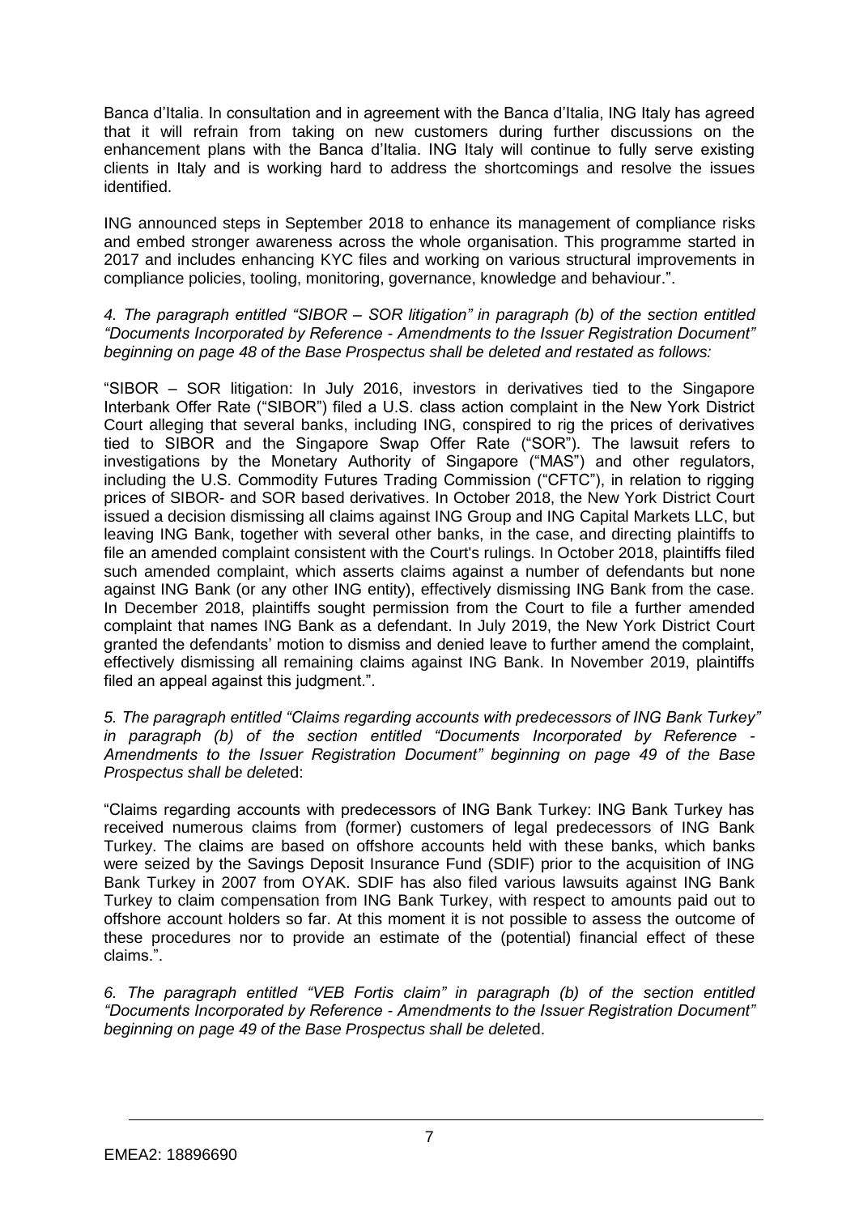Banca d'Italia. In consultation and in agreement with the Banca d'Italia, ING Italy has agreed that it will refrain from taking on new customers during further discussions on the enhancement plans with the Banca d'Italia. ING Italy will continue to fully serve existing clients in Italy and is working hard to address the shortcomings and resolve the issues identified.

ING announced steps in September 2018 to enhance its management of compliance risks and embed stronger awareness across the whole organisation. This programme started in 2017 and includes enhancing KYC files and working on various structural improvements in compliance policies, tooling, monitoring, governance, knowledge and behaviour.".

*4. The paragraph entitled "SIBOR – SOR litigation" in paragraph (b) of the section entitled "Documents Incorporated by Reference - Amendments to the Issuer Registration Document" beginning on page 48 of the Base Prospectus shall be deleted and restated as follows:*

"SIBOR – SOR litigation: In July 2016, investors in derivatives tied to the Singapore Interbank Offer Rate ("SIBOR") filed a U.S. class action complaint in the New York District Court alleging that several banks, including ING, conspired to rig the prices of derivatives tied to SIBOR and the Singapore Swap Offer Rate ("SOR"). The lawsuit refers to investigations by the Monetary Authority of Singapore ("MAS") and other regulators, including the U.S. Commodity Futures Trading Commission ("CFTC"), in relation to rigging prices of SIBOR- and SOR based derivatives. In October 2018, the New York District Court issued a decision dismissing all claims against ING Group and ING Capital Markets LLC, but leaving ING Bank, together with several other banks, in the case, and directing plaintiffs to file an amended complaint consistent with the Court's rulings. In October 2018, plaintiffs filed such amended complaint, which asserts claims against a number of defendants but none against ING Bank (or any other ING entity), effectively dismissing ING Bank from the case. In December 2018, plaintiffs sought permission from the Court to file a further amended complaint that names ING Bank as a defendant. In July 2019, the New York District Court granted the defendants' motion to dismiss and denied leave to further amend the complaint, effectively dismissing all remaining claims against ING Bank. In November 2019, plaintiffs filed an appeal against this judgment.".

*5. The paragraph entitled "Claims regarding accounts with predecessors of ING Bank Turkey" in paragraph (b) of the section entitled "Documents Incorporated by Reference - Amendments to the Issuer Registration Document" beginning on page 49 of the Base Prospectus shall be deleted*:

"Claims regarding accounts with predecessors of ING Bank Turkey: ING Bank Turkey has received numerous claims from (former) customers of legal predecessors of ING Bank Turkey. The claims are based on offshore accounts held with these banks, which banks were seized by the Savings Deposit Insurance Fund (SDIF) prior to the acquisition of ING Bank Turkey in 2007 from OYAK. SDIF has also filed various lawsuits against ING Bank Turkey to claim compensation from ING Bank Turkey, with respect to amounts paid out to offshore account holders so far. At this moment it is not possible to assess the outcome of these procedures nor to provide an estimate of the (potential) financial effect of these claims.".

*6. The paragraph entitled "VEB Fortis claim" in paragraph (b) of the section entitled "Documents Incorporated by Reference - Amendments to the Issuer Registration Document" beginning on page 49 of the Base Prospectus shall be deleted.*

EMEA2: 18896690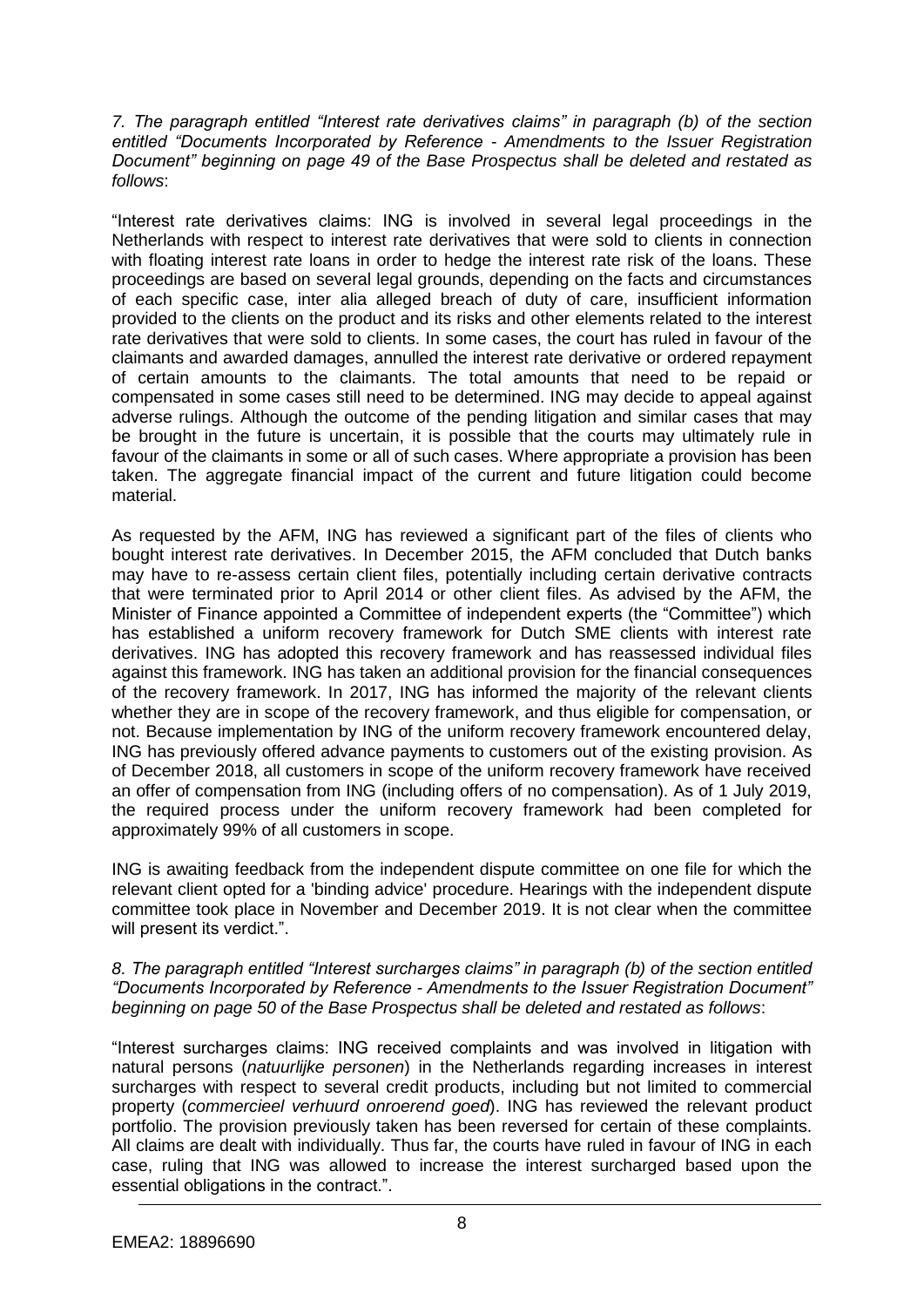*7. The paragraph entitled "Interest rate derivatives claims" in paragraph (b) of the section entitled "Documents Incorporated by Reference - Amendments to the Issuer Registration Document" beginning on page 49 of the Base Prospectus shall be deleted and restated as follows*:

"Interest rate derivatives claims: ING is involved in several legal proceedings in the Netherlands with respect to interest rate derivatives that were sold to clients in connection with floating interest rate loans in order to hedge the interest rate risk of the loans. These proceedings are based on several legal grounds, depending on the facts and circumstances of each specific case, inter alia alleged breach of duty of care, insufficient information provided to the clients on the product and its risks and other elements related to the interest rate derivatives that were sold to clients. In some cases, the court has ruled in favour of the claimants and awarded damages, annulled the interest rate derivative or ordered repayment of certain amounts to the claimants. The total amounts that need to be repaid or compensated in some cases still need to be determined. ING may decide to appeal against adverse rulings. Although the outcome of the pending litigation and similar cases that may be brought in the future is uncertain, it is possible that the courts may ultimately rule in favour of the claimants in some or all of such cases. Where appropriate a provision has been taken. The aggregate financial impact of the current and future litigation could become material.

As requested by the AFM, ING has reviewed a significant part of the files of clients who bought interest rate derivatives. In December 2015, the AFM concluded that Dutch banks may have to re-assess certain client files, potentially including certain derivative contracts that were terminated prior to April 2014 or other client files. As advised by the AFM, the Minister of Finance appointed a Committee of independent experts (the "Committee") which has established a uniform recovery framework for Dutch SME clients with interest rate derivatives. ING has adopted this recovery framework and has reassessed individual files against this framework. ING has taken an additional provision for the financial consequences of the recovery framework. In 2017, ING has informed the majority of the relevant clients whether they are in scope of the recovery framework, and thus eligible for compensation, or not. Because implementation by ING of the uniform recovery framework encountered delay, ING has previously offered advance payments to customers out of the existing provision. As of December 2018, all customers in scope of the uniform recovery framework have received an offer of compensation from ING (including offers of no compensation). As of 1 July 2019, the required process under the uniform recovery framework had been completed for approximately 99% of all customers in scope.

ING is awaiting feedback from the independent dispute committee on one file for which the relevant client opted for a 'binding advice' procedure. Hearings with the independent dispute committee took place in November and December 2019. It is not clear when the committee will present its verdict.".

*8. The paragraph entitled "Interest surcharges claims" in paragraph (b) of the section entitled "Documents Incorporated by Reference - Amendments to the Issuer Registration Document" beginning on page 50 of the Base Prospectus shall be deleted and restated as follows*:

"Interest surcharges claims: ING received complaints and was involved in litigation with natural persons (*natuurlijke personen*) in the Netherlands regarding increases in interest surcharges with respect to several credit products, including but not limited to commercial property (*commercieel verhuurd onroerend goed*). ING has reviewed the relevant product portfolio. The provision previously taken has been reversed for certain of these complaints. All claims are dealt with individually. Thus far, the courts have ruled in favour of ING in each case, ruling that ING was allowed to increase the interest surcharged based upon the essential obligations in the contract.".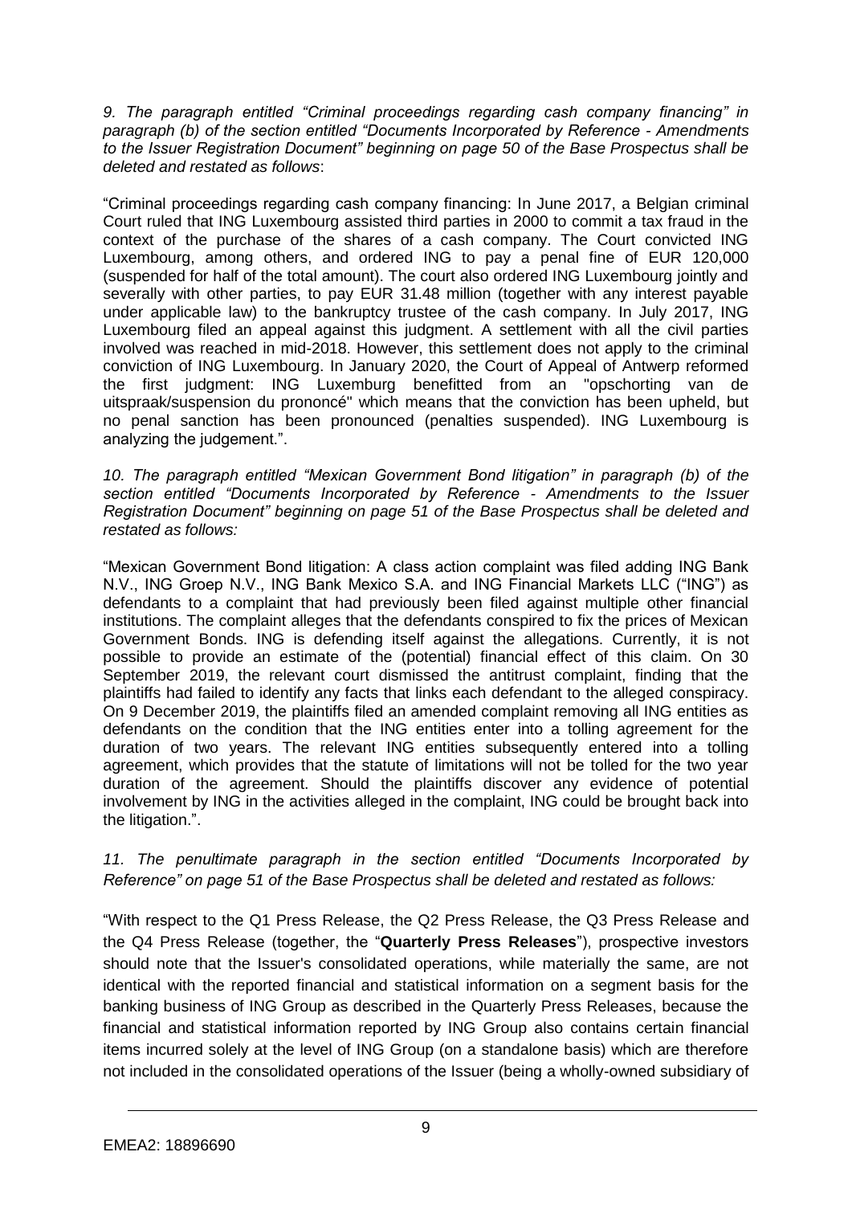*9. The paragraph entitled "Criminal proceedings regarding cash company financing" in paragraph (b) of the section entitled "Documents Incorporated by Reference - Amendments to the Issuer Registration Document" beginning on page 50 of the Base Prospectus shall be deleted and restated as follows*:

"Criminal proceedings regarding cash company financing: In June 2017, a Belgian criminal Court ruled that ING Luxembourg assisted third parties in 2000 to commit a tax fraud in the context of the purchase of the shares of a cash company. The Court convicted ING Luxembourg, among others, and ordered ING to pay a penal fine of EUR 120,000 (suspended for half of the total amount). The court also ordered ING Luxembourg jointly and severally with other parties, to pay EUR 31.48 million (together with any interest payable under applicable law) to the bankruptcy trustee of the cash company. In July 2017, ING Luxembourg filed an appeal against this judgment. A settlement with all the civil parties involved was reached in mid-2018. However, this settlement does not apply to the criminal conviction of ING Luxembourg. In January 2020, the Court of Appeal of Antwerp reformed the first judgment: ING Luxemburg benefitted from an "opschorting van de uitspraak/suspension du prononcé" which means that the conviction has been upheld, but no penal sanction has been pronounced (penalties suspended). ING Luxembourg is analyzing the judgement.".

*10. The paragraph entitled "Mexican Government Bond litigation" in paragraph (b) of the section entitled "Documents Incorporated by Reference - Amendments to the Issuer Registration Document" beginning on page 51 of the Base Prospectus shall be deleted and restated as follows:*

"Mexican Government Bond litigation: A class action complaint was filed adding ING Bank N.V., ING Groep N.V., ING Bank Mexico S.A. and ING Financial Markets LLC ("ING") as defendants to a complaint that had previously been filed against multiple other financial institutions. The complaint alleges that the defendants conspired to fix the prices of Mexican Government Bonds. ING is defending itself against the allegations. Currently, it is not possible to provide an estimate of the (potential) financial effect of this claim. On 30 September 2019, the relevant court dismissed the antitrust complaint, finding that the plaintiffs had failed to identify any facts that links each defendant to the alleged conspiracy. On 9 December 2019, the plaintiffs filed an amended complaint removing all ING entities as defendants on the condition that the ING entities enter into a tolling agreement for the duration of two years. The relevant ING entities subsequently entered into a tolling agreement, which provides that the statute of limitations will not be tolled for the two year duration of the agreement. Should the plaintiffs discover any evidence of potential involvement by ING in the activities alleged in the complaint, ING could be brought back into the litigation.".

*11. The penultimate paragraph in the section entitled "Documents Incorporated by Reference" on page 51 of the Base Prospectus shall be deleted and restated as follows:*

"With respect to the Q1 Press Release, the Q2 Press Release, the Q3 Press Release and the Q4 Press Release (together, the "**Quarterly Press Releases**"), prospective investors should note that the Issuer's consolidated operations, while materially the same, are not identical with the reported financial and statistical information on a segment basis for the banking business of ING Group as described in the Quarterly Press Releases, because the financial and statistical information reported by ING Group also contains certain financial items incurred solely at the level of ING Group (on a standalone basis) which are therefore not included in the consolidated operations of the Issuer (being a wholly-owned subsidiary of

EMEA2: 18896690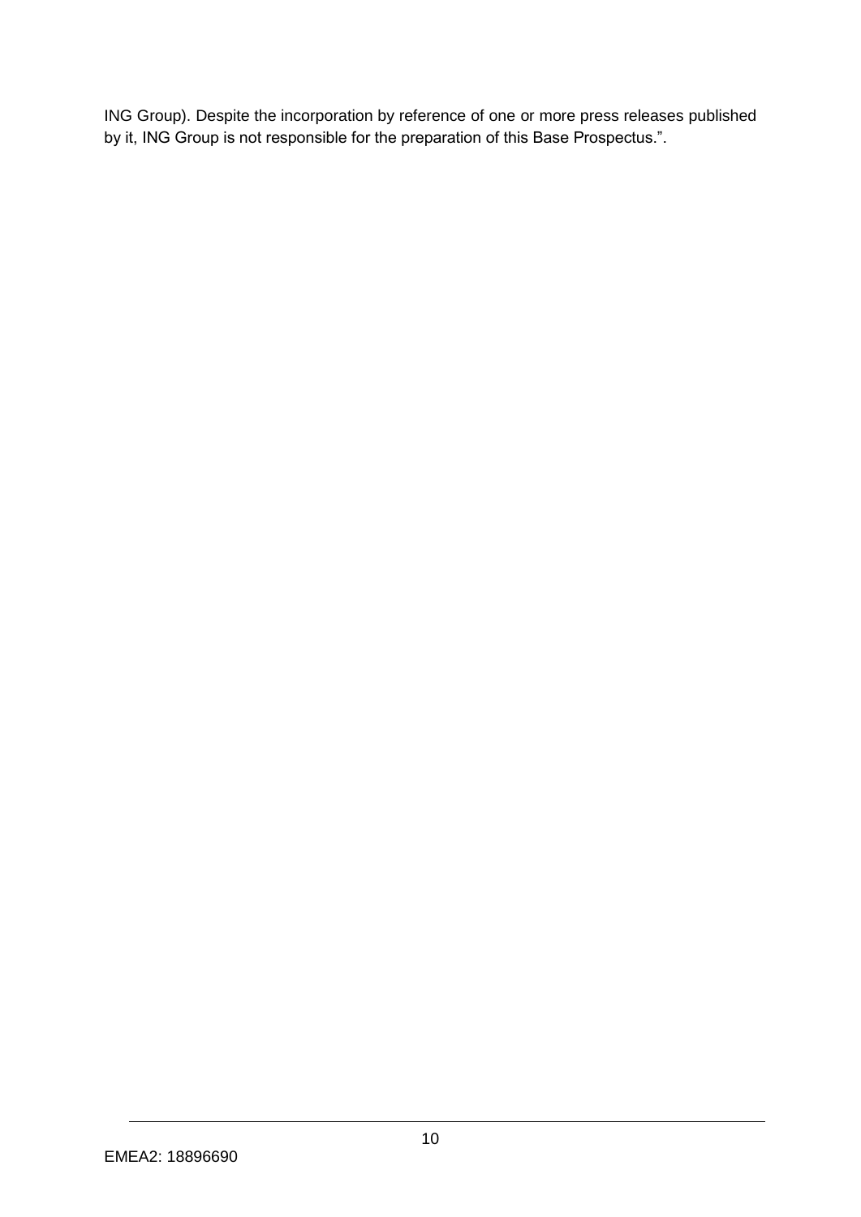ING Group). Despite the incorporation by reference of one or more press releases published by it, ING Group is not responsible for the preparation of this Base Prospectus.".

EMEA2: 18896690